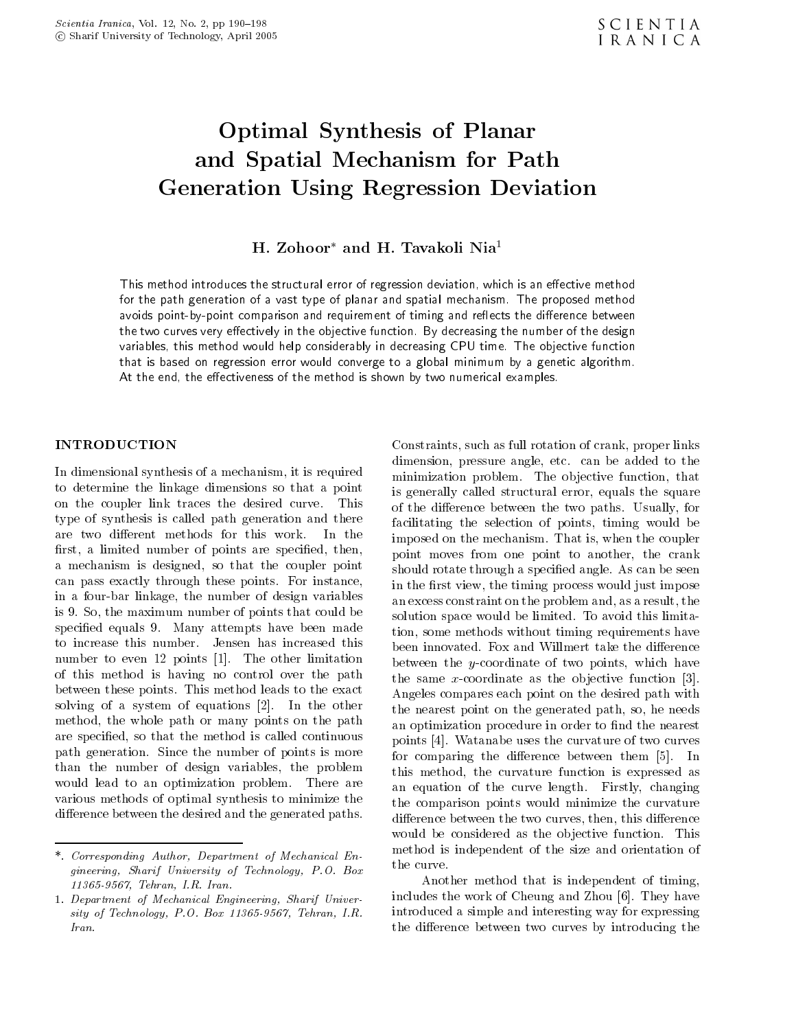# Optimal Synthesis of Planar and Spatial Mechanism for Path Generation Using Regression Deviation

**H. Zohoor*and H. Tavakoli Nia[1]**

This method introduces the structural error of regression deviation, which is an effective method for the path generation of a vast type of planar and spatial mechanism. The proposed method avoids point-by-point comparison and requirement of timing and reflects the difference between the two curves very effectively in the objective function. By decreasing the number of the design variables, this method would help considerably in decreasing CPU time. The objective function that is based on regression error would converge to a global minimum by a genetic algorithm. At the end, the effectiveness of the method is shown by two numerical examples.

## INTRODUCTION

In dimensional synthesis of a mechanism, it is required to determine the linkage dimensions so that a point on the coupler link traces the desired curve. This type of synthesis is called path generation and there are two different methods for this work. In the first, a limited number of points are specified, then, a mechanism is designed, so that the coupler point can pass exactly through these points. For instance, in a four-bar linkage, the number of design variables is 9. So, the maximum number of points that could be specified equals 9. Many attempts have been made to increase this number. Jensen has increased this number to even 12 points [1]. The other limitation of this method is having no control over the path between these points. This method leads to the exact solving of a system of equations [2]. In the other method, the whole path or many points on the path are specified, so that the method is called continuous path generation. Since the number of points is more than the number of design variables, the problem would lead to an optimization problem. There are various methods of optimal synthesis to minimize the difference between the desired and the generated paths. Constraints, such as full rotation of crank, proper links dimension, pressure angle, etc. can be added to the minimization problem. The objective function, that is generally called structural error, equals the square of the difference between the two paths. Usually, for facilitating the selection of points, timing would be imposed on the mechanism. That is, when the coupler point moves from one point to another, the crank should rotate through a specified angle. As can be seen in the first view, the timing process would just impose an excess constraint on the problem and, as a result, the solution space would be limited. To avoid this limitation, some methods without timing requirements have been innovated. Fox and Willmert take the difference between the $y$-coordinate of two points, which have the same $x$-coordinate as the objective function [3]. Angeles compares each point on the desired path with the nearest point on the generated path, so, he needs an optimization procedure in order to find the nearest points [4]. Watanabe uses the curvature of two curves for comparing the difference between them [5]. In this method, the curvature function is expressed as an equation of the curve length. Firstly, changing the comparison points would minimize the curvature difference between the two curves, then, this difference would be considered as the objective function. This method is independent of the size and orientation of the curve.

Another method that is independent of timing, includes the work of Cheung and Zhou [6]. They have introduced a simple and interesting way for expressing the difference between two curves by introducing the

---

*. *Corresponding Author, Department of Mechanical Engineering, Sharif University of Technology, P.O. Box 11365-9567, Tehran, I.R. Iran.*

1. *Department of Mechanical Engineering, Sharif University of Technology, P.O. Box 11365-9567, Tehran, I.R. Iran.*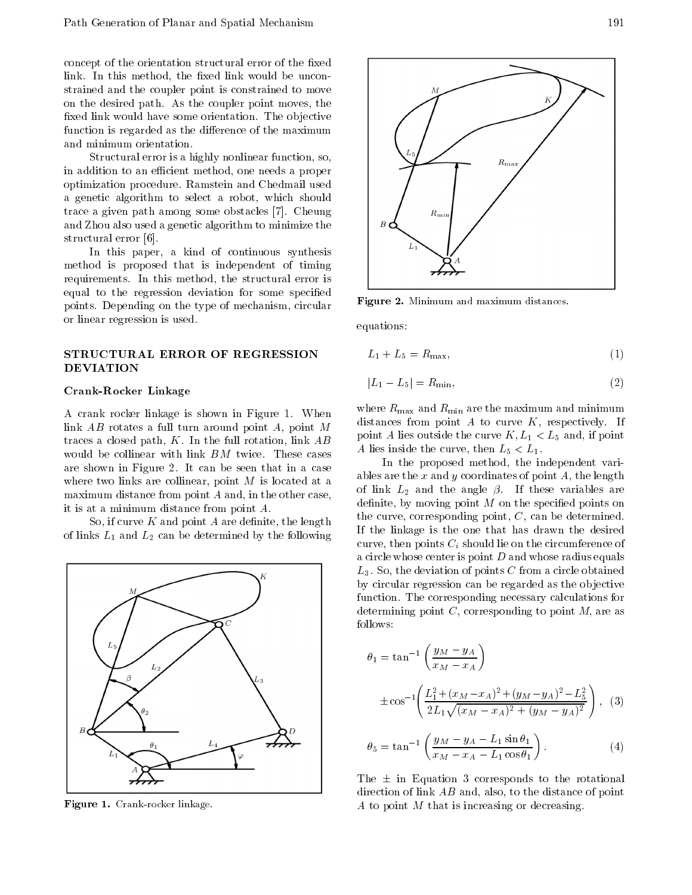concept of the orientation structural error of the fixed link. In this method, the fixed link would be unconstrained and the coupler point is constrained to move on the desired path. As the coupler point moves, the fixed link would have some orientation. The objective function is regarded as the difference of the maximum and minimum orientation.

Structural error is a highly nonlinear function, so, in addition to an efficient method, one needs a proper optimization procedure. Ramstein and Chedmail used a genetic algorithm to select a robot, which should trace a given path among some obstacles [7]. Cheung and Zhou also used a genetic algorithm to minimize the structural error [6].

In this paper, a kind of continuous synthesis method is proposed that is independent of timing requirements. In this method, the structural error is equal to the regression deviation for some specified points. Depending on the type of mechanism, circular or linear regression is used.

## STRUCTURAL ERROR OF REGRESSION DEVIATION

### Crank-Rocker Linkage

A crank rocker linkage is shown in Figure 1. When link $AB$ rotates a full turn around point $A$, point $M$ traces a closed path, $K$. In the full rotation, link $AB$ would be collinear with link $BM$ twice. These cases are shown in Figure 2. It can be seen that in a case where two links are collinear, point $M$ is located at a maximum distance from point $A$ and, in the other case, it is at a minimum distance from point $A$.

So, if curve $K$ and point $A$ are definite, the length of links $L_1$ and $L_2$ can be determined by the following equations:

Figure 1. Crank-rocker linkage.

Figure 2. Minimum and maximum distances.

$$L_1 + L_5 = R_{\max}, \tag{1}$$

$$|L_1 - L_5| = R_{\min}, \tag{2}$$

where $R_{\max}$ and $R_{\min}$ are the maximum and minimum distances from point $A$ to curve $K$, respectively. If point $A$ lies outside the curve $K, L_1 < L_5$ and, if point $A$ lies inside the curve, then $L_5 < L_1$.

In the proposed method, the independent variables are the $x$ and $y$ coordinates of point $A$, the length of link $L_2$ and the angle $\beta$. If these variables are definite, by moving point $M$ on the specified points on the curve, corresponding point, $C$, can be determined. If the linkage is the one that has drawn the desired curve, then points $C_i$ should lie on the circumference of a circle whose center is point $D$ and whose radius equals $L_3$. So, the deviation of points $C$ from a circle obtained by circular regression can be regarded as the objective function. The corresponding necessary calculations for determining point $C$, corresponding to point $M$, are as follows:

$$\theta_1 = \tan^{-1}\left(\frac{y_M - y_A}{x_M - x_A}\right) \pm \cos^{-1}\left(\frac{L_1^2 + (x_M - x_A)^2 + (y_M - y_A)^2 - L_5^2}{2L_1\sqrt{(x_M - x_A)^2 + (y_M - y_A)^2}}\right), \tag{3}$$

$$\theta_5 = \tan^{-1}\left(\frac{y_M - y_A - L_1 \sin\theta_1}{x_M - x_A - L_1 \cos\theta_1}\right). \tag{4}$$

The $\pm$ in Equation 3 corresponds to the rotational direction of link $AB$ and, also, to the distance of point $A$ to point $M$ that is increasing or decreasing.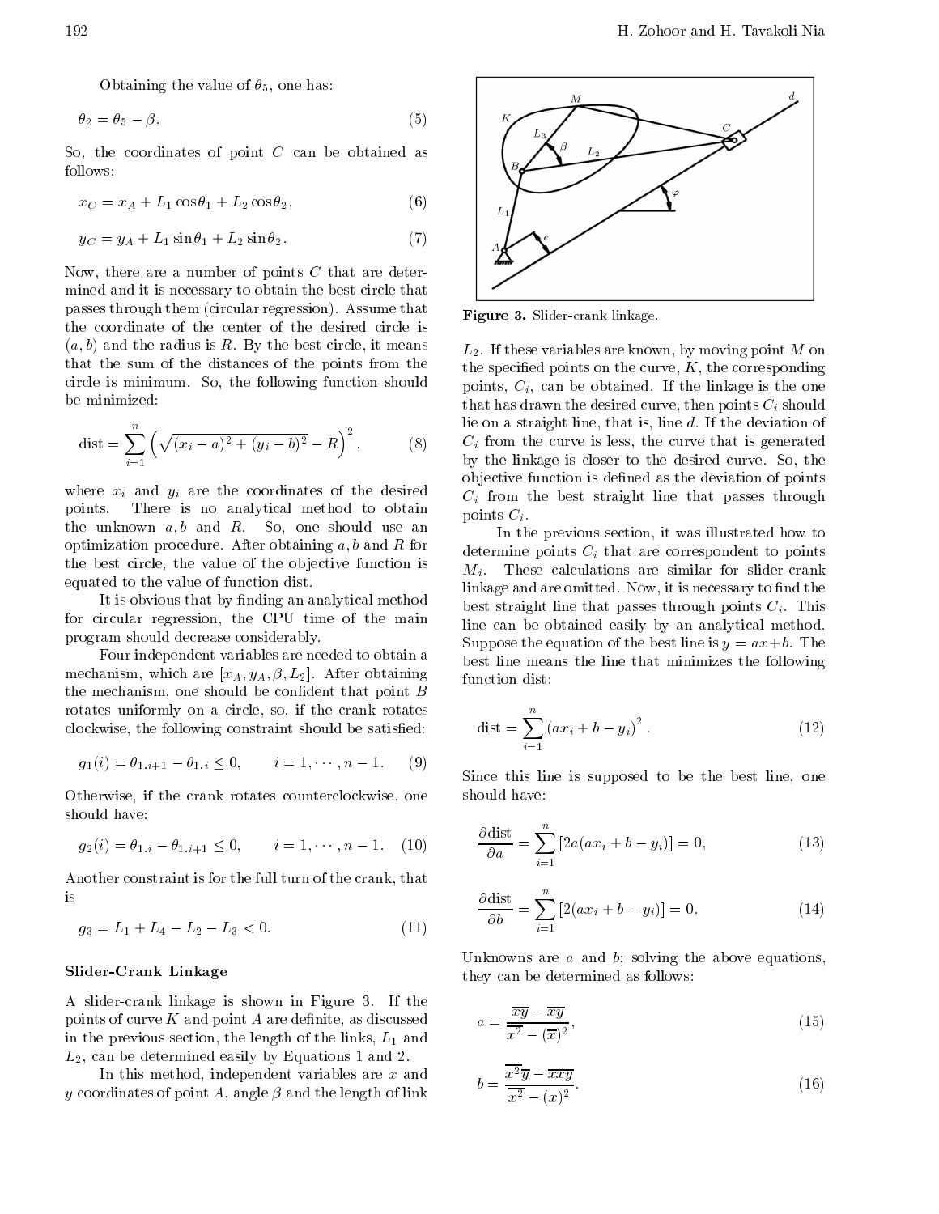Obtaining the value of $\theta_5$, one has:

$$\theta_2 = \theta_5 - \beta. \tag{5}$$

So, the coordinates of point $C$ can be obtained as follows:

$$x_C = x_A + L_1 \cos\theta_1 + L_2 \cos\theta_2, \tag{6}$$

$$y_C = y_A + L_1 \sin\theta_1 + L_2 \sin\theta_2. \tag{7}$$

Now, there are a number of points $C$ that are determined and it is necessary to obtain the best circle that passes through them (circular regression). Assume that the coordinate of the center of the desired circle is $(a, b)$ and the radius is $R$. By the best circle, it means that the sum of the distances of the points from the circle is minimum. So, the following function should be minimized:

$$\text{dist} = \sum_{i=1}^{n} \left( \sqrt{(x_i - a)^2 + (y_i - b)^2} - R \right)^2, \tag{8}$$

where $x_i$ and $y_i$ are the coordinates of the desired points. There is no analytical method to obtain the unknown $a, b$ and $R$. So, one should use an optimization procedure. After obtaining $a, b$ and $R$ for the best circle, the value of the objective function is equated to the value of function dist.

It is obvious that by finding an analytical method for circular regression, the CPU time of the main program should decrease considerably.

Four independent variables are needed to obtain a mechanism, which are $[x_A, y_A, \beta, L_2]$. After obtaining the mechanism, one should be confident that point $B$ rotates uniformly on a circle, so, if the crank rotates clockwise, the following constraint should be satisfied:

$$g_1(i) = \theta_{1.i+1} - \theta_{1.i} \leq 0, \qquad i = 1, \cdots, n-1. \tag{9}$$

Otherwise, if the crank rotates counterclockwise, one should have:

$$g_2(i) = \theta_{1.i} - \theta_{1.i+1} \leq 0, \qquad i = 1, \cdots, n-1. \tag{10}$$

Another constraint is for the full turn of the crank, that is

$$g_3 = L_1 + L_4 - L_2 - L_3 < 0. \tag{11}$$

### Slider-Crank Linkage

A slider-crank linkage is shown in Figure 3. If the points of curve $K$ and point $A$ are definite, as discussed in the previous section, the length of the links, $L_1$ and $L_2$, can be determined easily by Equations 1 and 2.

In this method, independent variables are $x$ and $y$ coordinates of point $A$, angle $\beta$ and the length of link $L_2$. If these variables are known, by moving point $M$ on the specified points on the curve, $K$, the corresponding points, $C_i$, can be obtained. If the linkage is the one that has drawn the desired curve, then points $C_i$ should lie on a straight line, that is, line $d$. If the deviation of $C_i$ from the curve is less, the curve that is generated by the linkage is closer to the desired curve. So, the objective function is defined as the deviation of points $C_i$ from the best straight line that passes through points $C_i$.

**Figure 3.** Slider-crank linkage.

In the previous section, it was illustrated how to determine points $C_i$ that are correspondent to points $M_i$. These calculations are similar for slider-crank linkage and are omitted. Now, it is necessary to find the best straight line that passes through points $C_i$. This line can be obtained easily by an analytical method. Suppose the equation of the best line is $y = ax + b$. The best line means the line that minimizes the following function dist:

$$\text{dist} = \sum_{i=1}^{n} \left( ax_i + b - y_i \right)^2. \tag{12}$$

Since this line is supposed to be the best line, one should have:

$$\frac{\partial \text{dist}}{\partial a} = \sum_{i=1}^{n} \left[ 2a(ax_i + b - y_i) \right] = 0, \tag{13}$$

$$\frac{\partial \text{dist}}{\partial b} = \sum_{i=1}^{n} \left[ 2(ax_i + b - y_i) \right] = 0. \tag{14}$$

Unknowns are $a$ and $b$; solving the above equations, they can be determined as follows:

$$a = \frac{\overline{xy} - \overline{x}\overline{y}}{\overline{x^2} - (\overline{x})^2}, \tag{15}$$

$$b = \frac{\overline{x^2}\overline{y} - \overline{x}\overline{xy}}{\overline{x^2} - (\overline{x})^2}. \tag{16}$$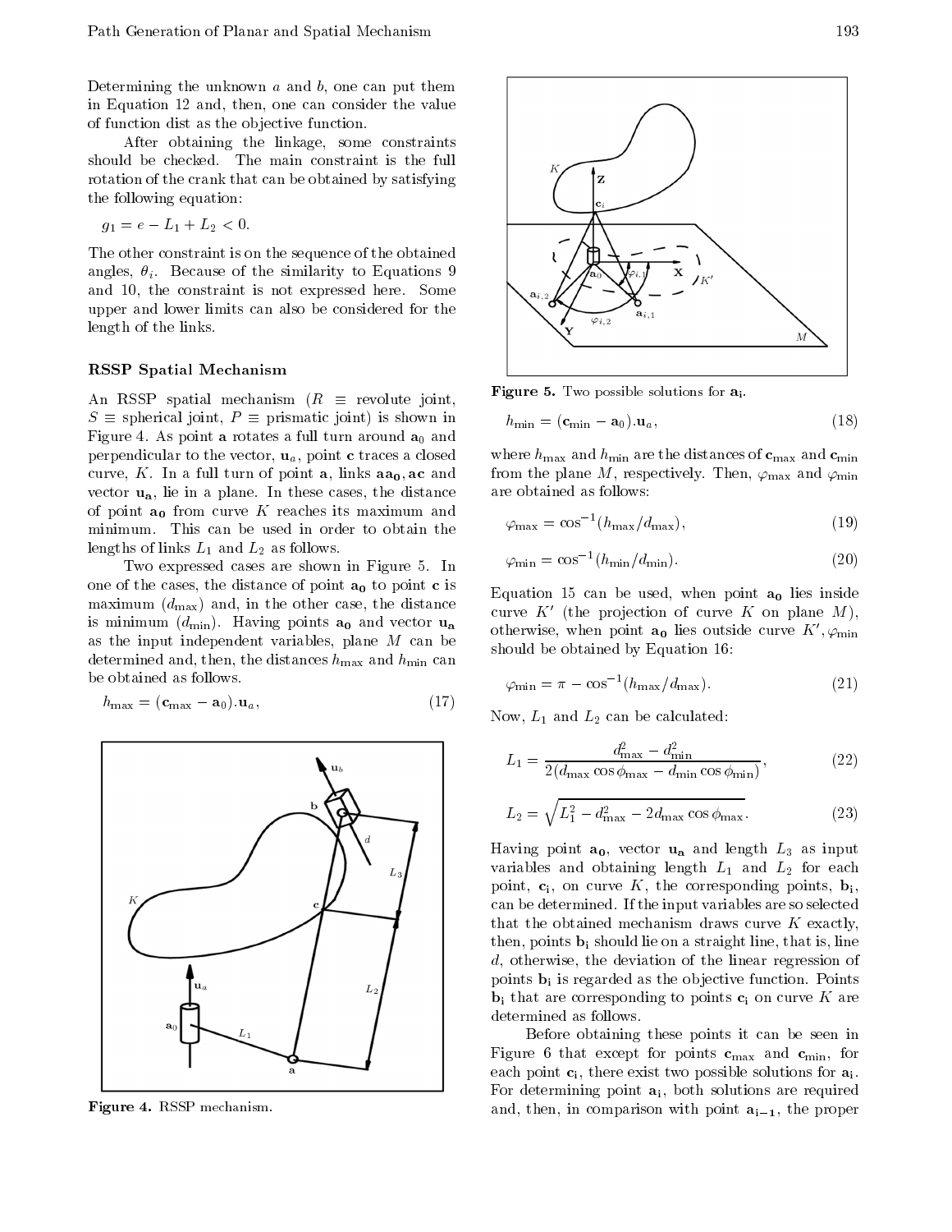Determining the unknown $a$ and $b$, one can put them in Equation 12 and, then, one can consider the value of function dist as the objective function.

After obtaining the linkage, some constraints should be checked. The main constraint is the full rotation of the crank that can be obtained by satisfying the following equation:

$$g_1 = e - L_1 + L_2 < 0.$$

The other constraint is on the sequence of the obtained angles, $\theta_i$. Because of the similarity to Equations 9 and 10, the constraint is not expressed here. Some upper and lower limits can also be considered for the length of the links.

### RSSP Spatial Mechanism

An RSSP spatial mechanism ($R \equiv$ revolute joint, $S \equiv$ spherical joint, $P \equiv$ prismatic joint) is shown in Figure 4. As point $\mathbf{a}$ rotates a full turn around $\mathbf{a}_0$ and perpendicular to the vector, $\mathbf{u}_a$, point $\mathbf{c}$ traces a closed curve, $K$. In a full turn of point $\mathbf{a}$, links $\mathbf{aa_0}, \mathbf{ac}$ and vector $\mathbf{u_a}$, lie in a plane. In these cases, the distance of point $\mathbf{a_0}$ from curve $K$ reaches its maximum and minimum. This can be used in order to obtain the lengths of links $L_1$ and $L_2$ as follows.

Two expressed cases are shown in Figure 5. In one of the cases, the distance of point $\mathbf{a_0}$ to point $\mathbf{c}$ is maximum ($d_{\max}$) and, in the other case, the distance is minimum ($d_{\min}$). Having points $\mathbf{a_0}$ and vector $\mathbf{u_a}$ as the input independent variables, plane $M$ can be determined and, then, the distances $h_{\max}$ and $h_{\min}$ can be obtained as follows.

$$h_{\max} = (\mathbf{c}_{\max} - \mathbf{a}_0).\mathbf{u}_a, \tag{17}$$

Figure 4. RSSP mechanism.

Figure 5. Two possible solutions for $\mathbf{a_i}$.

$$h_{\min} = (\mathbf{c}_{\min} - \mathbf{a}_0).\mathbf{u}_a, \tag{18}$$

where $h_{\max}$ and $h_{\min}$ are the distances of $\mathbf{c}_{\max}$ and $\mathbf{c}_{\min}$ from the plane $M$, respectively. Then, $\varphi_{\max}$ and $\varphi_{\min}$ are obtained as follows:

$$\varphi_{\max} = \cos^{-1}(h_{\max}/d_{\max}), \tag{19}$$

$$\varphi_{\min} = \cos^{-1}(h_{\min}/d_{\min}). \tag{20}$$

Equation 15 can be used, when point $\mathbf{a_0}$ lies inside curve $K'$ (the projection of curve $K$ on plane $M$), otherwise, when point $\mathbf{a_0}$ lies outside curve $K'$, $\varphi_{\min}$ should be obtained by Equation 16:

$$\varphi_{\min} = \pi - \cos^{-1}(h_{\max}/d_{\max}). \tag{21}$$

Now, $L_1$ and $L_2$ can be calculated:

$$L_1 = \frac{d_{\max}^2 - d_{\min}^2}{2(d_{\max}\cos\phi_{\max} - d_{\min}\cos\phi_{\min})}, \tag{22}$$

$$L_2 = \sqrt{L_1^2 - d_{\max}^2 - 2d_{\max}\cos\phi_{\max}}. \tag{23}$$

Having point $\mathbf{a_0}$, vector $\mathbf{u_a}$ and length $L_3$ as input variables and obtaining length $L_1$ and $L_2$ for each point, $\mathbf{c_i}$, on curve $K$, the corresponding points, $\mathbf{b_i}$, can be determined. If the input variables are so selected that the obtained mechanism draws curve $K$ exactly, then, points $\mathbf{b_i}$ should lie on a straight line, that is, line $d$, otherwise, the deviation of the linear regression of points $\mathbf{b_i}$ is regarded as the objective function. Points $\mathbf{b_i}$ that are corresponding to points $\mathbf{c_i}$ on curve $K$ are determined as follows.

Before obtaining these points it can be seen in Figure 6 that except for points $\mathbf{c}_{\max}$ and $\mathbf{c}_{\min}$, for each point $\mathbf{c_i}$, there exist two possible solutions for $\mathbf{a_i}$. For determining point $\mathbf{a_i}$, both solutions are required and, then, in comparison with point $\mathbf{a_{i-1}}$, the proper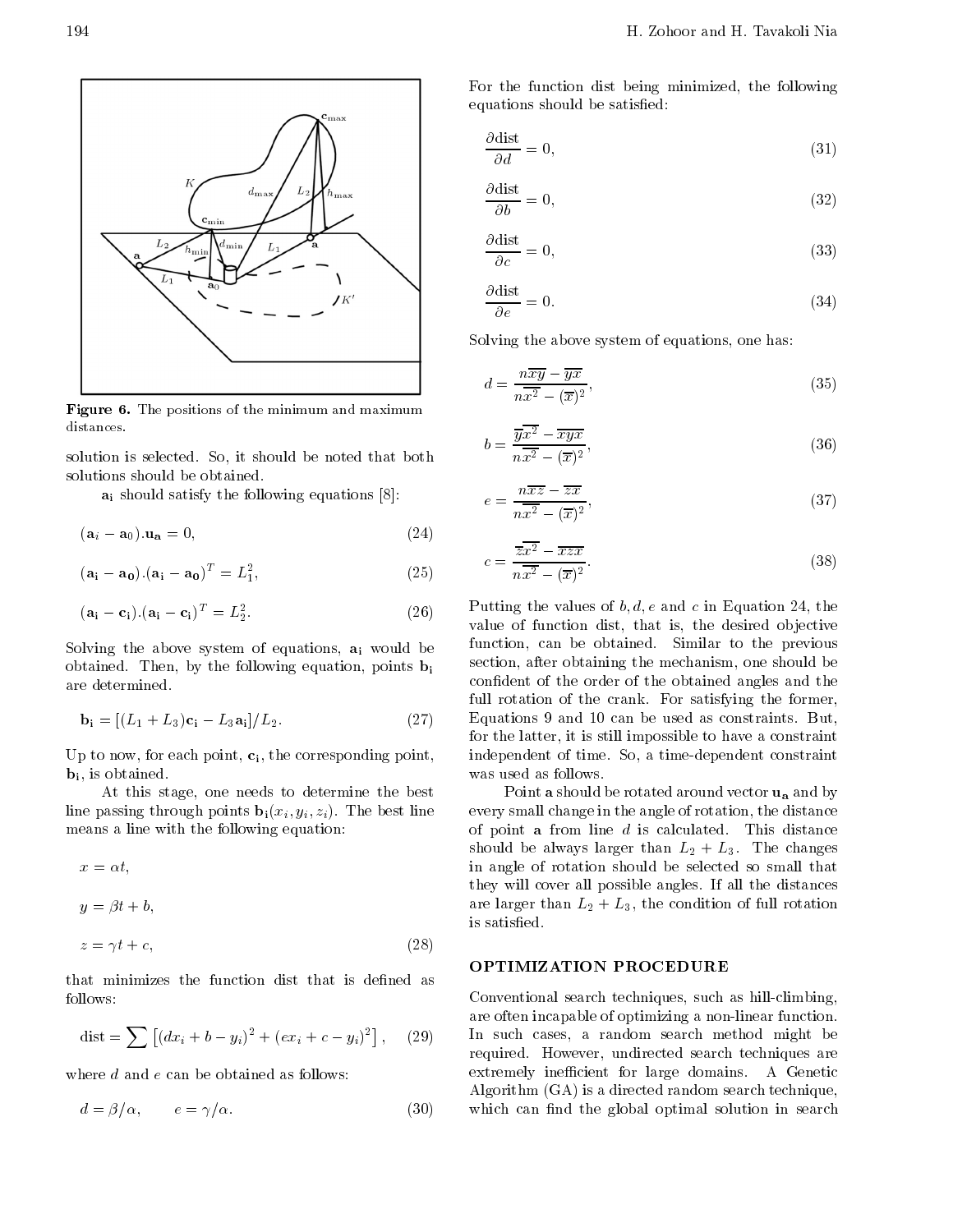Figure 6. The positions of the minimum and maximum distances.

solution is selected. So, it should be noted that both solutions should be obtained.

$\mathbf{a_i}$ should satisfy the following equations [8]:

$$(\mathbf{a}_i - \mathbf{a}_0).\mathbf{u_a} = 0, \tag{24}$$

$$(\mathbf{a_i} - \mathbf{a_0}).(\mathbf{a_i} - \mathbf{a_0})^T = L_1^2, \tag{25}$$

$$(\mathbf{a_i} - \mathbf{c_i}).(\mathbf{a_i} - \mathbf{c_i})^T = L_2^2. \tag{26}$$

Solving the above system of equations, $\mathbf{a_i}$ would be obtained. Then, by the following equation, points $\mathbf{b_i}$ are determined.

$$\mathbf{b_i} = [(L_1 + L_3)\mathbf{c_i} - L_3\mathbf{a_i}]/L_2. \tag{27}$$

Up to now, for each point, $\mathbf{c_i}$, the corresponding point, $\mathbf{b_i}$, is obtained.

At this stage, one needs to determine the best line passing through points $\mathbf{b_i}(x_i, y_i, z_i)$. The best line means a line with the following equation:

$$x = \alpha t,$$

$$y = \beta t + b,$$

$$z = \gamma t + c, \tag{28}$$

that minimizes the function dist that is defined as follows:

$$\text{dist} = \sum \left[ (dx_i + b - y_i)^2 + (ex_i + c - y_i)^2 \right], \tag{29}$$

where $d$ and $e$ can be obtained as follows:

$$d = \beta/\alpha, \qquad e = \gamma/\alpha. \tag{30}$$

For the function dist being minimized, the following equations should be satisfied:

$$\frac{\partial \text{dist}}{\partial d} = 0, \tag{31}$$

$$\frac{\partial \text{dist}}{\partial b} = 0, \tag{32}$$

$$\frac{\partial \text{dist}}{\partial c} = 0, \tag{33}$$

$$\frac{\partial \text{dist}}{\partial e} = 0. \tag{34}$$

Solving the above system of equations, one has:

$$d = \frac{n\overline{xy} - \overline{yx}}{n\overline{x^2} - (\overline{x})^2}, \tag{35}$$

$$b = \frac{\overline{y}\overline{x^2} - \overline{xyx}}{n\overline{x^2} - (\overline{x})^2}, \tag{36}$$

$$e = \frac{n\overline{xz} - \overline{zx}}{n\overline{x^2} - (\overline{x})^2}, \tag{37}$$

$$c = \frac{\overline{z}\overline{x^2} - \overline{xzx}}{n\overline{x^2} - (\overline{x})^2}. \tag{38}$$

Putting the values of $b, d, e$ and $c$ in Equation 24, the value of function dist, that is, the desired objective function, can be obtained. Similar to the previous section, after obtaining the mechanism, one should be confident of the order of the obtained angles and the full rotation of the crank. For satisfying the former, Equations 9 and 10 can be used as constraints. But, for the latter, it is still impossible to have a constraint independent of time. So, a time-dependent constraint was used as follows.

Point $\mathbf{a}$ should be rotated around vector $\mathbf{u_a}$ and by every small change in the angle of rotation, the distance of point $\mathbf{a}$ from line $d$ is calculated. This distance should be always larger than $L_2 + L_3$. The changes in angle of rotation should be selected so small that they will cover all possible angles. If all the distances are larger than $L_2 + L_3$, the condition of full rotation is satisfied.

## OPTIMIZATION PROCEDURE

Conventional search techniques, such as hill-climbing, are often incapable of optimizing a non-linear function. In such cases, a random search method might be required. However, undirected search techniques are extremely inefficient for large domains. A Genetic Algorithm (GA) is a directed random search technique, which can find the global optimal solution in search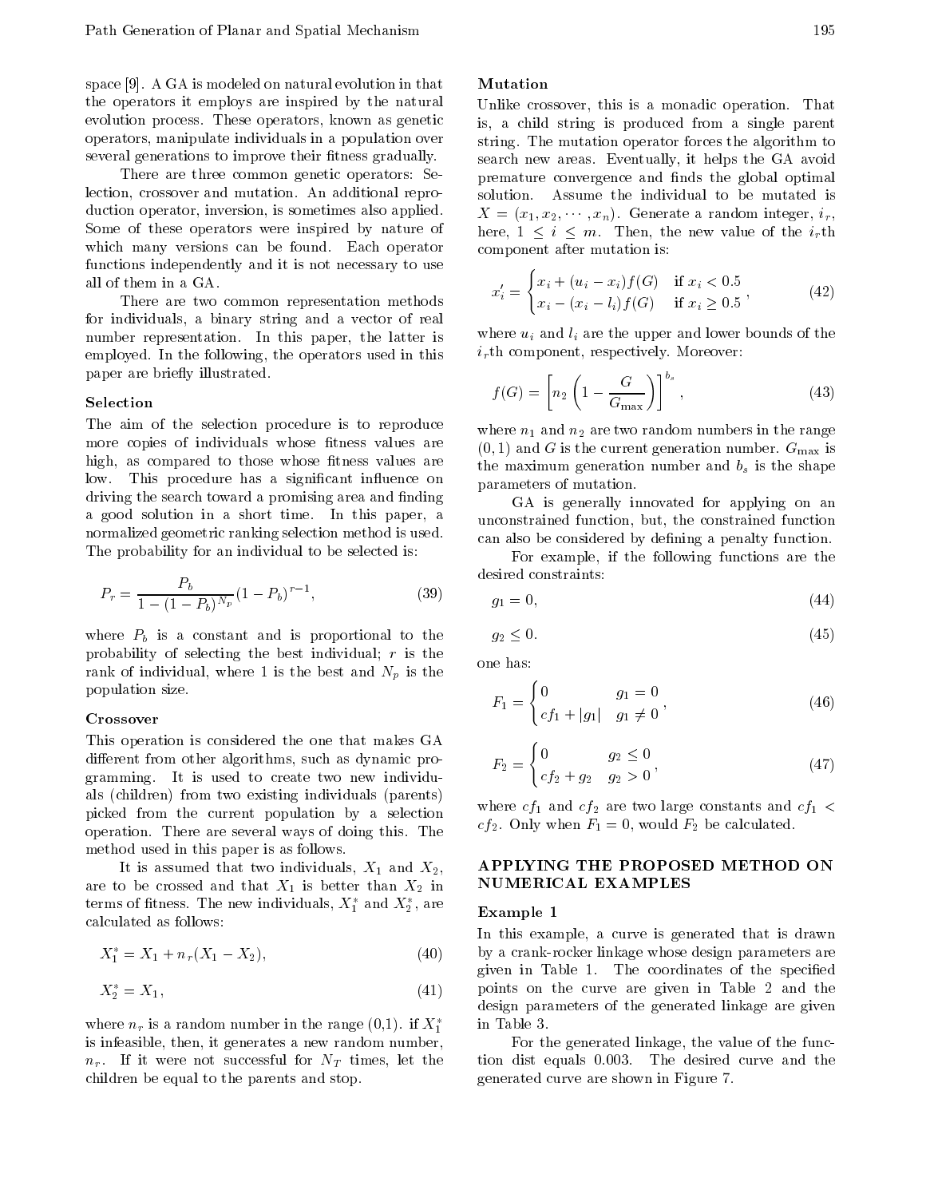space [9]. A GA is modeled on natural evolution in that the operators it employs are inspired by the natural evolution process. These operators, known as genetic operators, manipulate individuals in a population over several generations to improve their fitness gradually.

There are three common genetic operators: Selection, crossover and mutation. An additional reproduction operator, inversion, is sometimes also applied. Some of these operators were inspired by nature of which many versions can be found. Each operator functions independently and it is not necessary to use all of them in a GA.

There are two common representation methods for individuals, a binary string and a vector of real number representation. In this paper, the latter is employed. In the following, the operators used in this paper are briefly illustrated.

### Selection

The aim of the selection procedure is to reproduce more copies of individuals whose fitness values are high, as compared to those whose fitness values are low. This procedure has a significant influence on driving the search toward a promising area and finding a good solution in a short time. In this paper, a normalized geometric ranking selection method is used. The probability for an individual to be selected is:

$$P_r = \frac{P_b}{1-(1-P_b)^{N_p}}(1-P_b)^{r-1}, \tag{39}$$

where $P_b$ is a constant and is proportional to the probability of selecting the best individual; $r$ is the rank of individual, where 1 is the best and $N_p$ is the population size.

### Crossover

This operation is considered the one that makes GA different from other algorithms, such as dynamic programming. It is used to create two new individuals (children) from two existing individuals (parents) picked from the current population by a selection operation. There are several ways of doing this. The method used in this paper is as follows.

It is assumed that two individuals, $X_1$ and $X_2$, are to be crossed and that $X_1$ is better than $X_2$ in terms of fitness. The new individuals, $X_1^*$ and $X_2^*$, are calculated as follows:

$$X_1^* = X_1 + n_r(X_1 - X_2), \tag{40}$$

$$X_2^* = X_1, \tag{41}$$

where $n_r$ is a random number in the range (0,1). if $X_1^*$ is infeasible, then, it generates a new random number, $n_r$. If it were not successful for $N_T$ times, let the children be equal to the parents and stop.

### Mutation

Unlike crossover, this is a monadic operation. That is, a child string is produced from a single parent string. The mutation operator forces the algorithm to search new areas. Eventually, it helps the GA avoid premature convergence and finds the global optimal solution. Assume the individual to be mutated is $X = (x_1, x_2, \cdots, x_n)$. Generate a random integer, $i_r$, here, $1 \leq i \leq m$. Then, the new value of the $i_r$th component after mutation is:

$$x_i' = \begin{cases} x_i + (u_i - x_i)f(G) & \text{if } x_i < 0.5 \\ x_i - (x_i - l_i)f(G) & \text{if } x_i \geq 0.5 \end{cases}, \tag{42}$$

where $u_i$ and $l_i$ are the upper and lower bounds of the $i_r$th component, respectively. Moreover:

$$f(G) = \left[n_2\left(1 - \frac{G}{G_{\max}}\right)\right]^{b_s}, \tag{43}$$

where $n_1$ and $n_2$ are two random numbers in the range $(0,1)$ and $G$ is the current generation number. $G_{\max}$ is the maximum generation number and $b_s$ is the shape parameters of mutation.

GA is generally innovated for applying on an unconstrained function, but, the constrained function can also be considered by defining a penalty function.

For example, if the following functions are the desired constraints:

$$g_1 = 0, \tag{44}$$

$$g_2 \leq 0. \tag{45}$$

one has:

$$F_1 = \begin{cases} 0 & g_1 = 0 \\ cf_1 + |g_1| & g_1 \neq 0 \end{cases}, \tag{46}$$

$$F_2 = \begin{cases} 0 & g_2 \leq 0 \\ cf_2 + g_2 & g_2 > 0 \end{cases}, \tag{47}$$

where $cf_1$ and $cf_2$ are two large constants and $cf_1 < cf_2$. Only when $F_1 = 0$, would $F_2$ be calculated.

## APPLYING THE PROPOSED METHOD ON NUMERICAL EXAMPLES

### Example 1

In this example, a curve is generated that is drawn by a crank-rocker linkage whose design parameters are given in Table 1. The coordinates of the specified points on the curve are given in Table 2 and the design parameters of the generated linkage are given in Table 3.

For the generated linkage, the value of the function dist equals 0.003. The desired curve and the generated curve are shown in Figure 7.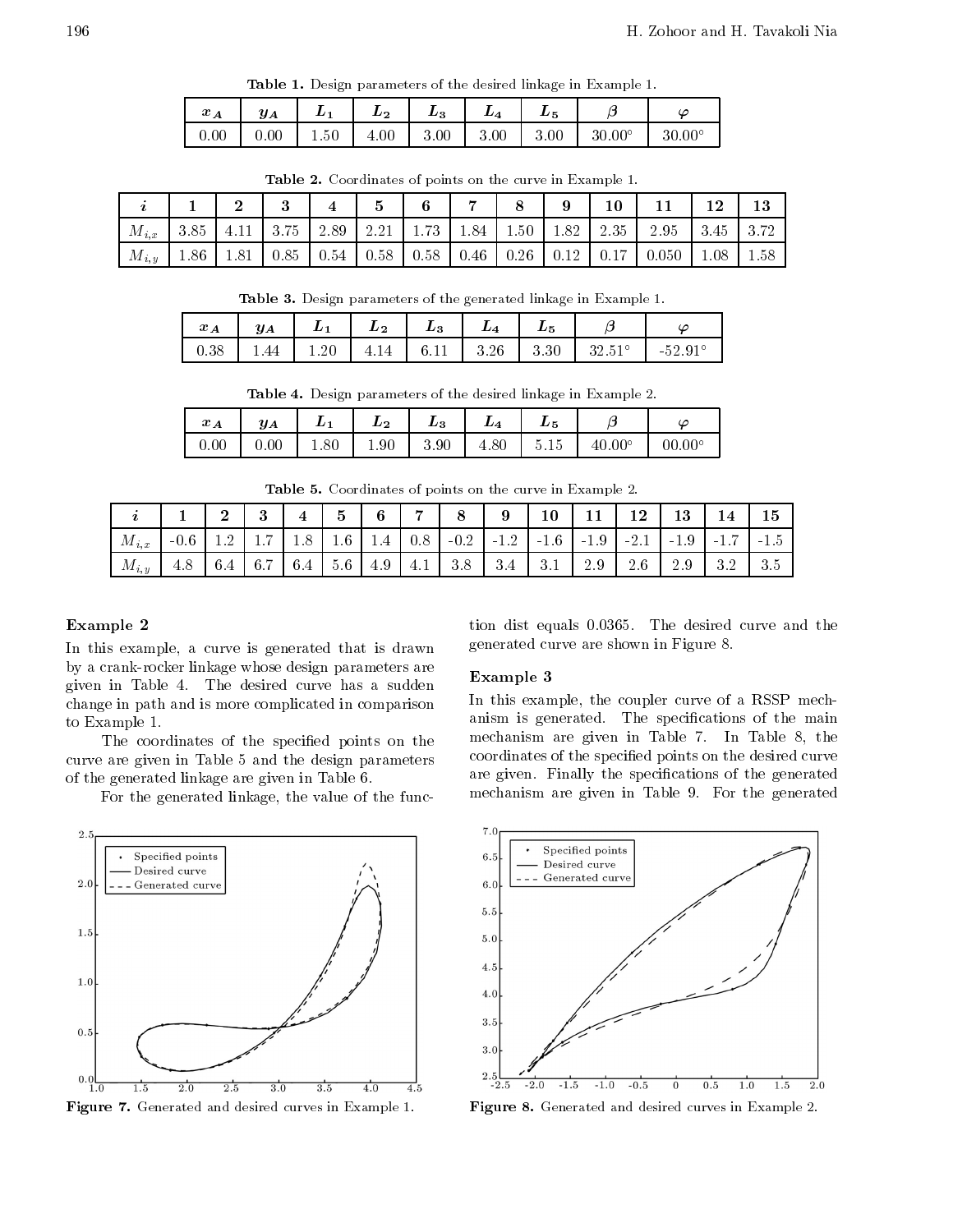**Table 1.** Design parameters of the desired linkage in Example 1.

| $x_A$ | $y_A$ | $L_1$ | $L_2$ | $L_3$ | $L_4$ | $L_5$ | $\beta$ | $\varphi$ |
|---|---|---|---|---|---|---|---|---|
| 0.00 | 0.00 | 1.50 | 4.00 | 3.00 | 3.00 | 3.00 | 30.00° | 30.00° |

**Table 2.** Coordinates of points on the curve in Example 1.

| $i$ | 1 | 2 | 3 | 4 | 5 | 6 | 7 | 8 | 9 | 10 | 11 | 12 | 13 |
|---|---|---|---|---|---|---|---|---|---|---|---|---|---|
| $M_{i,x}$ | 3.85 | 4.11 | 3.75 | 2.89 | 2.21 | 1.73 | 1.84 | 1.50 | 1.82 | 2.35 | 2.95 | 3.45 | 3.72 |
| $M_{i,y}$ | 1.86 | 1.81 | 0.85 | 0.54 | 0.58 | 0.58 | 0.46 | 0.26 | 0.12 | 0.17 | 0.050 | 1.08 | 1.58 |

**Table 3.** Design parameters of the generated linkage in Example 1.

| $x_A$ | $y_A$ | $L_1$ | $L_2$ | $L_3$ | $L_4$ | $L_5$ | $\beta$ | $\varphi$ |
|---|---|---|---|---|---|---|---|---|
| 0.38 | 1.44 | 1.20 | 4.14 | 6.11 | 3.26 | 3.30 | 32.51° | -52.91° |

**Table 4.** Design parameters of the desired linkage in Example 2.

| $x_A$ | $y_A$ | $L_1$ | $L_2$ | $L_3$ | $L_4$ | $L_5$ | $\beta$ | $\varphi$ |
|---|---|---|---|---|---|---|---|---|
| 0.00 | 0.00 | 1.80 | 1.90 | 3.90 | 4.80 | 5.15 | 40.00° | 00.00° |

**Table 5.** Coordinates of points on the curve in Example 2.

| $i$ | 1 | 2 | 3 | 4 | 5 | 6 | 7 | 8 | 9 | 10 | 11 | 12 | 13 | 14 | 15 |
|---|---|---|---|---|---|---|---|---|---|---|---|---|---|---|---|
| $M_{i,x}$ | -0.6 | 1.2 | 1.7 | 1.8 | 1.6 | 1.4 | 0.8 | -0.2 | -1.2 | -1.6 | -1.9 | -2.1 | -1.9 | -1.7 | -1.5 |
| $M_{i,y}$ | 4.8 | 6.4 | 6.7 | 6.4 | 5.6 | 4.9 | 4.1 | 3.8 | 3.4 | 3.1 | 2.9 | 2.6 | 2.9 | 3.2 | 3.5 |

### Example 2

In this example, a curve is generated that is drawn by a crank-rocker linkage whose design parameters are given in Table 4. The desired curve has a sudden change in path and is more complicated in comparison to Example 1.

The coordinates of the specified points on the curve are given in Table 5 and the design parameters of the generated linkage are given in Table 6.

For the generated linkage, the value of the function dist equals 0.0365. The desired curve and the generated curve are shown in Figure 8.

### Example 3

In this example, the coupler curve of a RSSP mechanism is generated. The specifications of the main mechanism are given in Table 7. In Table 8, the coordinates of the specified points on the desired curve are given. Finally the specifications of the generated mechanism are given in Table 9. For the generated

**Figure 7.** Generated and desired curves in Example 1.

**Figure 8.** Generated and desired curves in Example 2.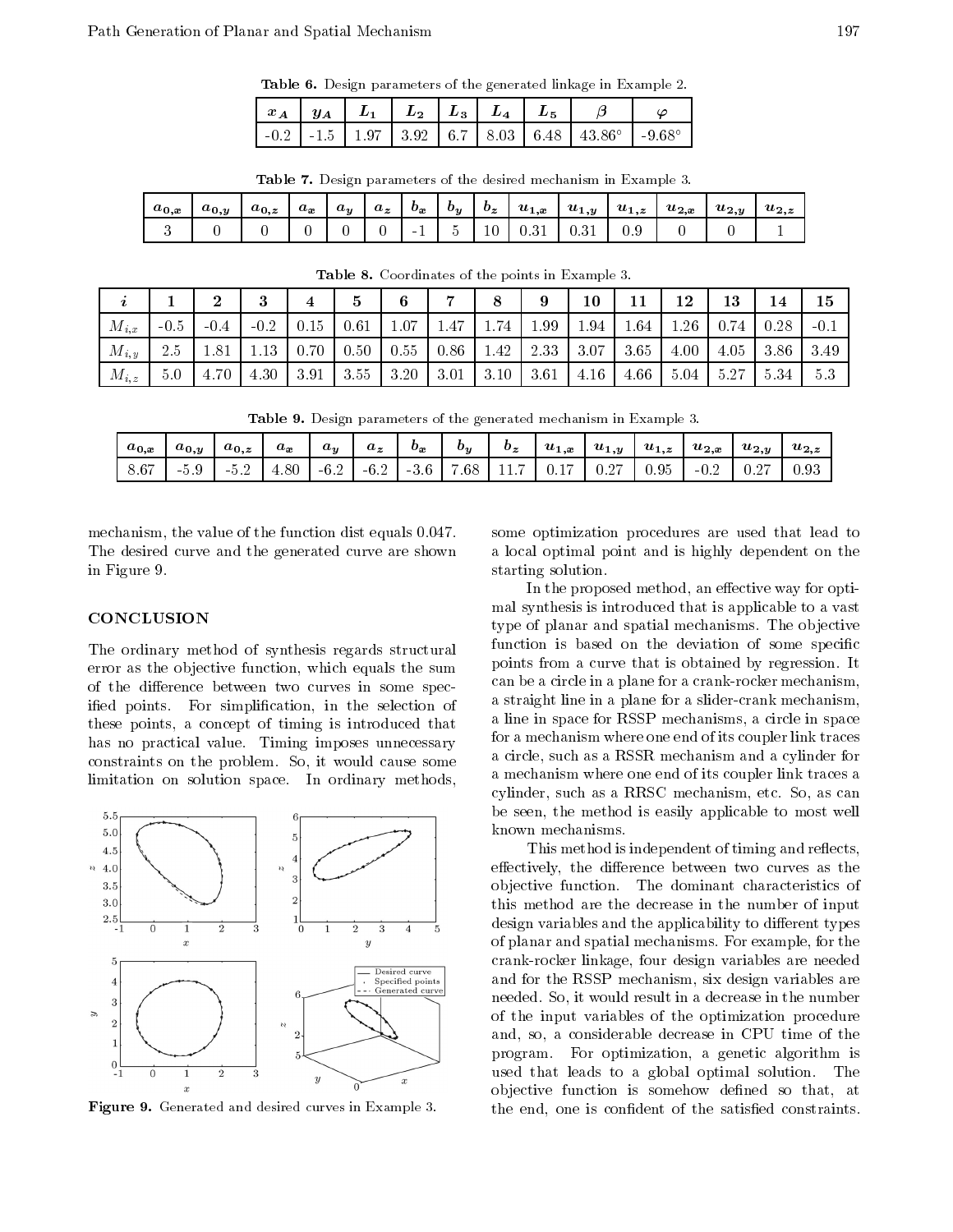**Table 6.** Design parameters of the generated linkage in Example 2.

| $x_A$ | $y_A$ | $L_1$ | $L_2$ | $L_3$ | $L_4$ | $L_5$ | $\beta$ | $\varphi$ |
|---|---|---|---|---|---|---|---|---|
| -0.2 | -1.5 | 1.97 | 3.92 | 6.7 | 8.03 | 6.48 | 43.86° | -9.68° |

**Table 7.** Design parameters of the desired mechanism in Example 3.

| $a_{0,x}$ | $a_{0,y}$ | $a_{0,z}$ | $a_x$ | $a_y$ | $a_z$ | $b_x$ | $b_y$ | $b_z$ | $u_{1,x}$ | $u_{1,y}$ | $u_{1,z}$ | $u_{2,x}$ | $u_{2,y}$ | $u_{2,z}$ |
|---|---|---|---|---|---|---|---|---|---|---|---|---|---|---|
| 3 | 0 | 0 | 0 | 0 | 0 | -1 | 5 | 10 | 0.31 | 0.31 | 0.9 | 0 | 0 | 1 |

**Table 8.** Coordinates of the points in Example 3.

| $i$ | 1 | 2 | 3 | 4 | 5 | 6 | 7 | 8 | 9 | 10 | 11 | 12 | 13 | 14 | 15 |
|---|---|---|---|---|---|---|---|---|---|---|---|---|---|---|---|
| $M_{i,x}$ | -0.5 | -0.4 | -0.2 | 0.15 | 0.61 | 1.07 | 1.47 | 1.74 | 1.99 | 1.94 | 1.64 | 1.26 | 0.74 | 0.28 | -0.1 |
| $M_{i,y}$ | 2.5 | 1.81 | 1.13 | 0.70 | 0.50 | 0.55 | 0.86 | 1.42 | 2.33 | 3.07 | 3.65 | 4.00 | 4.05 | 3.86 | 3.49 |
| $M_{i,z}$ | 5.0 | 4.70 | 4.30 | 3.91 | 3.55 | 3.20 | 3.01 | 3.10 | 3.61 | 4.16 | 4.66 | 5.04 | 5.27 | 5.34 | 5.3 |

**Table 9.** Design parameters of the generated mechanism in Example 3.

| $a_{0,x}$ | $a_{0,y}$ | $a_{0,z}$ | $a_x$ | $a_y$ | $a_z$ | $b_x$ | $b_y$ | $b_z$ | $u_{1,x}$ | $u_{1,y}$ | $u_{1,z}$ | $u_{2,x}$ | $u_{2,y}$ | $u_{2,z}$ |
|---|---|---|---|---|---|---|---|---|---|---|---|---|---|---|
| 8.67 | -5.9 | -5.2 | 4.80 | -6.2 | -6.2 | -3.6 | 7.68 | 11.7 | 0.17 | 0.27 | 0.95 | -0.2 | 0.27 | 0.93 |

mechanism, the value of the function dist equals 0.047. The desired curve and the generated curve are shown in Figure 9.

## CONCLUSION

The ordinary method of synthesis regards structural error as the objective function, which equals the sum of the difference between two curves in some specified points. For simplification, in the selection of these points, a concept of timing is introduced that has no practical value. Timing imposes unnecessary constraints on the problem. So, it would cause some limitation on solution space. In ordinary methods, some optimization procedures are used that lead to a local optimal point and is highly dependent on the starting solution.

**Figure 9.** Generated and desired curves in Example 3.

In the proposed method, an effective way for optimal synthesis is introduced that is applicable to a vast type of planar and spatial mechanisms. The objective function is based on the deviation of some specific points from a curve that is obtained by regression. It can be a circle in a plane for a crank-rocker mechanism, a straight line in a plane for a slider-crank mechanism, a line in space for RSSP mechanisms, a circle in space for a mechanism where one end of its coupler link traces a circle, such as a RSSR mechanism and a cylinder for a mechanism where one end of its coupler link traces a cylinder, such as a RRSC mechanism, etc. So, as can be seen, the method is easily applicable to most well known mechanisms.

This method is independent of timing and reflects, effectively, the difference between two curves as the objective function. The dominant characteristics of this method are the decrease in the number of input design variables and the applicability to different types of planar and spatial mechanisms. For example, for the crank-rocker linkage, four design variables are needed and for the RSSP mechanism, six design variables are needed. So, it would result in a decrease in the number of the input variables of the optimization procedure and, so, a considerable decrease in CPU time of the program. For optimization, a genetic algorithm is used that leads to a global optimal solution. The objective function is somehow defined so that, at the end, one is confident of the satisfied constraints.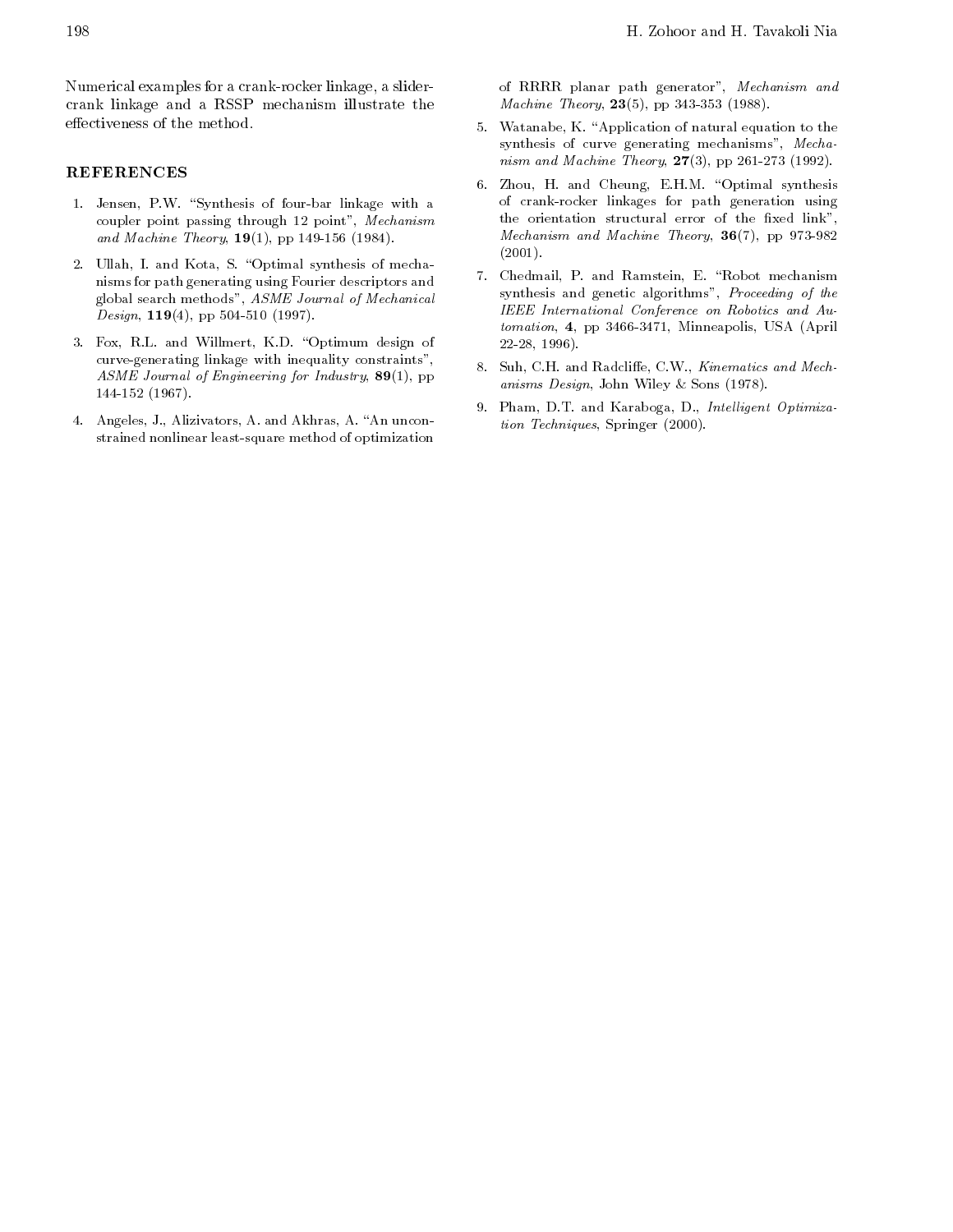Numerical examples for a crank-rocker linkage, a slider-crank linkage and a RSSP mechanism illustrate the effectiveness of the method.

## REFERENCES

1. Jensen, P.W. "Synthesis of four-bar linkage with a coupler point passing through 12 point", *Mechanism and Machine Theory*, **19**(1), pp 149-156 (1984).

2. Ullah, I. and Kota, S. "Optimal synthesis of mechanisms for path generating using Fourier descriptors and global search methods", *ASME Journal of Mechanical Design*, **119**(4), pp 504-510 (1997).

3. Fox, R.L. and Willmert, K.D. "Optimum design of curve-generating linkage with inequality constraints", *ASME Journal of Engineering for Industry*, **89**(1), pp 144-152 (1967).

4. Angeles, J., Alizivators, A. and Akhras, A. "An unconstrained nonlinear least-square method of optimization of RRRR planar path generator", *Mechanism and Machine Theory*, **23**(5), pp 343-353 (1988).

5. Watanabe, K. "Application of natural equation to the synthesis of curve generating mechanisms", *Mechanism and Machine Theory*, **27**(3), pp 261-273 (1992).

6. Zhou, H. and Cheung, E.H.M. "Optimal synthesis of crank-rocker linkages for path generation using the orientation structural error of the fixed link", *Mechanism and Machine Theory*, **36**(7), pp 973-982 (2001).

7. Chedmail, P. and Ramstein, E. "Robot mechanism synthesis and genetic algorithms", *Proceeding of the IEEE International Conference on Robotics and Automation*, **4**, pp 3466-3471, Minneapolis, USA (April 22-28, 1996).

8. Suh, C.H. and Radcliffe, C.W., *Kinematics and Mechanisms Design*, John Wiley & Sons (1978).

9. Pham, D.T. and Karaboga, D., *Intelligent Optimization Techniques*, Springer (2000).